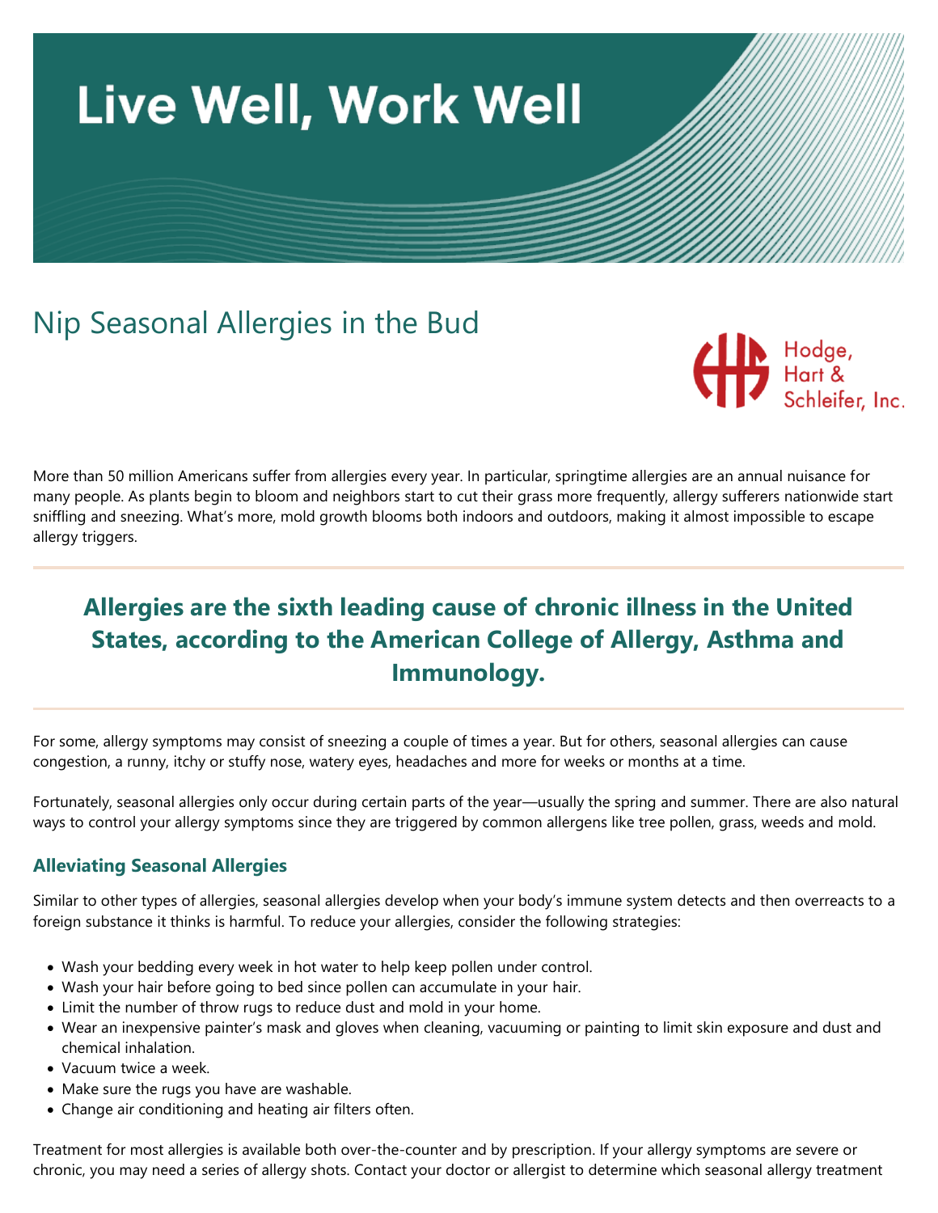# Live Well, Work Well

## Nip Seasonal Allergies in the Bud

Hodge, Hart & Schleifer, Inc.

More than 50 million Americans suffer from allergies every year. In particular, springtime allergies are an annual nuisance for many people. As plants begin to bloom and neighbors start to cut their grass more frequently, allergy sufferers nationwide start sniffling and sneezing. What's more, mold growth blooms both indoors and outdoors, making it almost impossible to escape allergy triggers.

---

**Allergies are the sixth leading cause of chronic illness in the United States, according to the American College of Allergy, Asthma and Immunology.**

---

For some, allergy symptoms may consist of sneezing a couple of times a year. But for others, seasonal allergies can cause congestion, a runny, itchy or stuffy nose, watery eyes, headaches and more for weeks or months at a time.

Fortunately, seasonal allergies only occur during certain parts of the year—usually the spring and summer. There are also natural ways to control your allergy symptoms since they are triggered by common allergens like tree pollen, grass, weeds and mold.

### Alleviating Seasonal Allergies

Similar to other types of allergies, seasonal allergies develop when your body's immune system detects and then overreacts to a foreign substance it thinks is harmful. To reduce your allergies, consider the following strategies:

- Wash your bedding every week in hot water to help keep pollen under control.
- Wash your hair before going to bed since pollen can accumulate in your hair.
- Limit the number of throw rugs to reduce dust and mold in your home.
- Wear an inexpensive painter's mask and gloves when cleaning, vacuuming or painting to limit skin exposure and dust and chemical inhalation.
- Vacuum twice a week.
- Make sure the rugs you have are washable.
- Change air conditioning and heating air filters often.

Treatment for most allergies is available both over-the-counter and by prescription. If your allergy symptoms are severe or chronic, you may need a series of allergy shots. Contact your doctor or allergist to determine which seasonal allergy treatment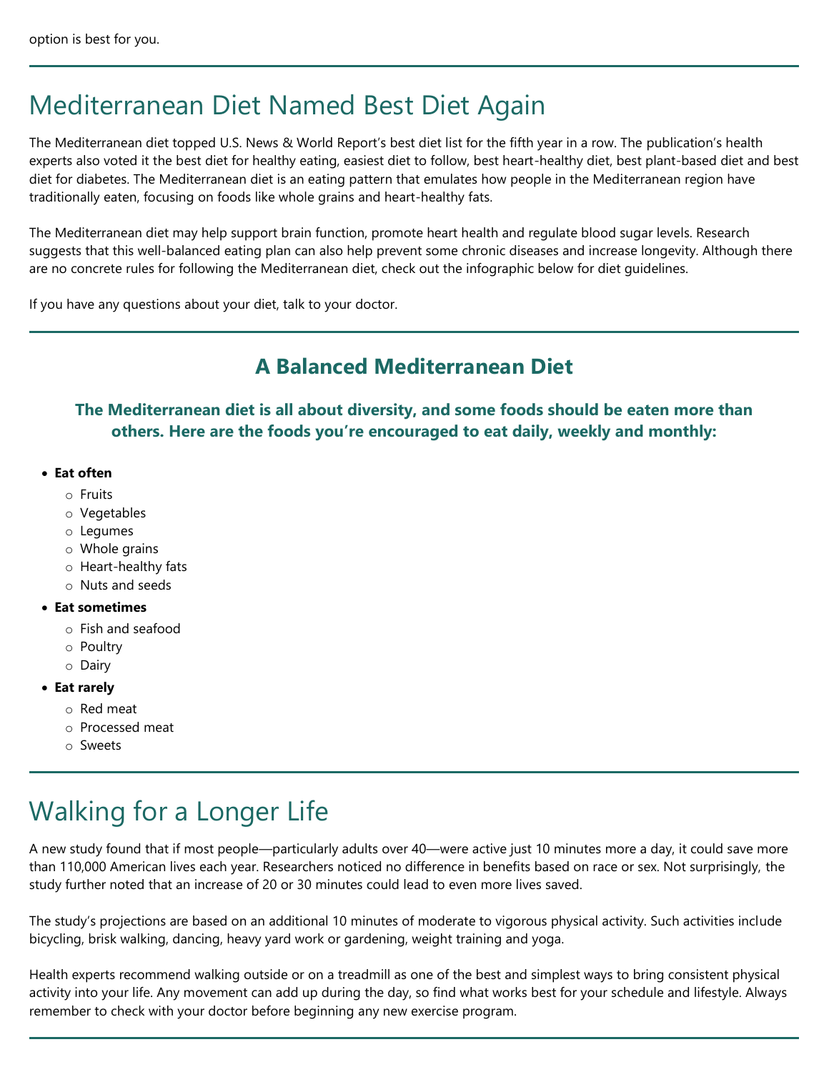option is best for you.

---

# Mediterranean Diet Named Best Diet Again

The Mediterranean diet topped U.S. News & World Report's best diet list for the fifth year in a row. The publication's health experts also voted it the best diet for healthy eating, easiest diet to follow, best heart-healthy diet, best plant-based diet and best diet for diabetes. The Mediterranean diet is an eating pattern that emulates how people in the Mediterranean region have traditionally eaten, focusing on foods like whole grains and heart-healthy fats.

The Mediterranean diet may help support brain function, promote heart health and regulate blood sugar levels. Research suggests that this well-balanced eating plan can also help prevent some chronic diseases and increase longevity. Although there are no concrete rules for following the Mediterranean diet, check out the infographic below for diet guidelines.

If you have any questions about your diet, talk to your doctor.

---

## A Balanced Mediterranean Diet

**The Mediterranean diet is all about diversity, and some foods should be eaten more than others. Here are the foods you're encouraged to eat daily, weekly and monthly:**

- **Eat often**
  - Fruits
  - Vegetables
  - Legumes
  - Whole grains
  - Heart-healthy fats
  - Nuts and seeds
- **Eat sometimes**
  - Fish and seafood
  - Poultry
  - Dairy
- **Eat rarely**
  - Red meat
  - Processed meat
  - Sweets

---

# Walking for a Longer Life

A new study found that if most people—particularly adults over 40—were active just 10 minutes more a day, it could save more than 110,000 American lives each year. Researchers noticed no difference in benefits based on race or sex. Not surprisingly, the study further noted that an increase of 20 or 30 minutes could lead to even more lives saved.

The study's projections are based on an additional 10 minutes of moderate to vigorous physical activity. Such activities include bicycling, brisk walking, dancing, heavy yard work or gardening, weight training and yoga.

Health experts recommend walking outside or on a treadmill as one of the best and simplest ways to bring consistent physical activity into your life. Any movement can add up during the day, so find what works best for your schedule and lifestyle. Always remember to check with your doctor before beginning any new exercise program.

---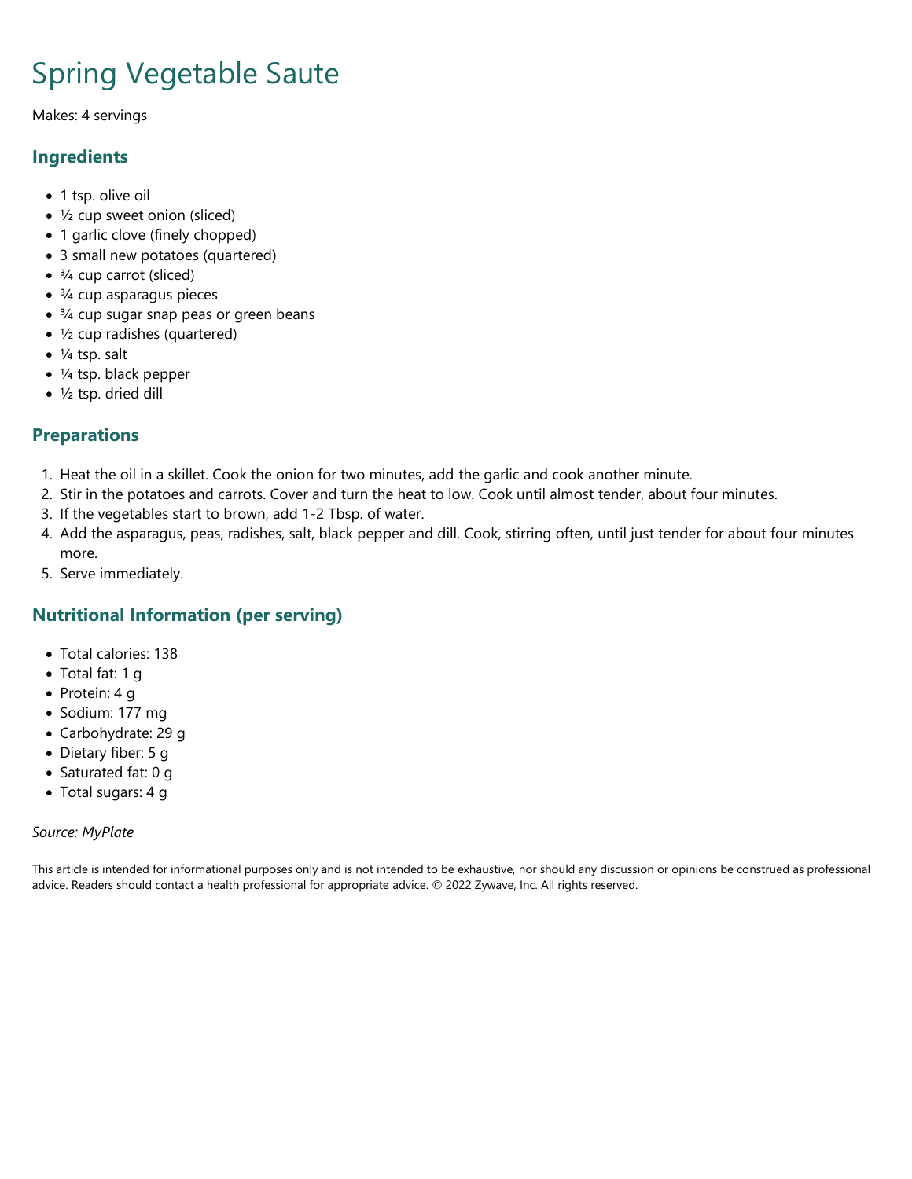# Spring Vegetable Saute

Makes: 4 servings

## Ingredients

- 1 tsp. olive oil
- ½ cup sweet onion (sliced)
- 1 garlic clove (finely chopped)
- 3 small new potatoes (quartered)
- ¾ cup carrot (sliced)
- ¾ cup asparagus pieces
- ¾ cup sugar snap peas or green beans
- ½ cup radishes (quartered)
- ¼ tsp. salt
- ¼ tsp. black pepper
- ½ tsp. dried dill

## Preparations

1. Heat the oil in a skillet. Cook the onion for two minutes, add the garlic and cook another minute.
2. Stir in the potatoes and carrots. Cover and turn the heat to low. Cook until almost tender, about four minutes.
3. If the vegetables start to brown, add 1-2 Tbsp. of water.
4. Add the asparagus, peas, radishes, salt, black pepper and dill. Cook, stirring often, until just tender for about four minutes more.
5. Serve immediately.

## Nutritional Information (per serving)

- Total calories: 138
- Total fat: 1 g
- Protein: 4 g
- Sodium: 177 mg
- Carbohydrate: 29 g
- Dietary fiber: 5 g
- Saturated fat: 0 g
- Total sugars: 4 g

*Source: MyPlate*

This article is intended for informational purposes only and is not intended to be exhaustive, nor should any discussion or opinions be construed as professional advice. Readers should contact a health professional for appropriate advice. © 2022 Zywave, Inc. All rights reserved.